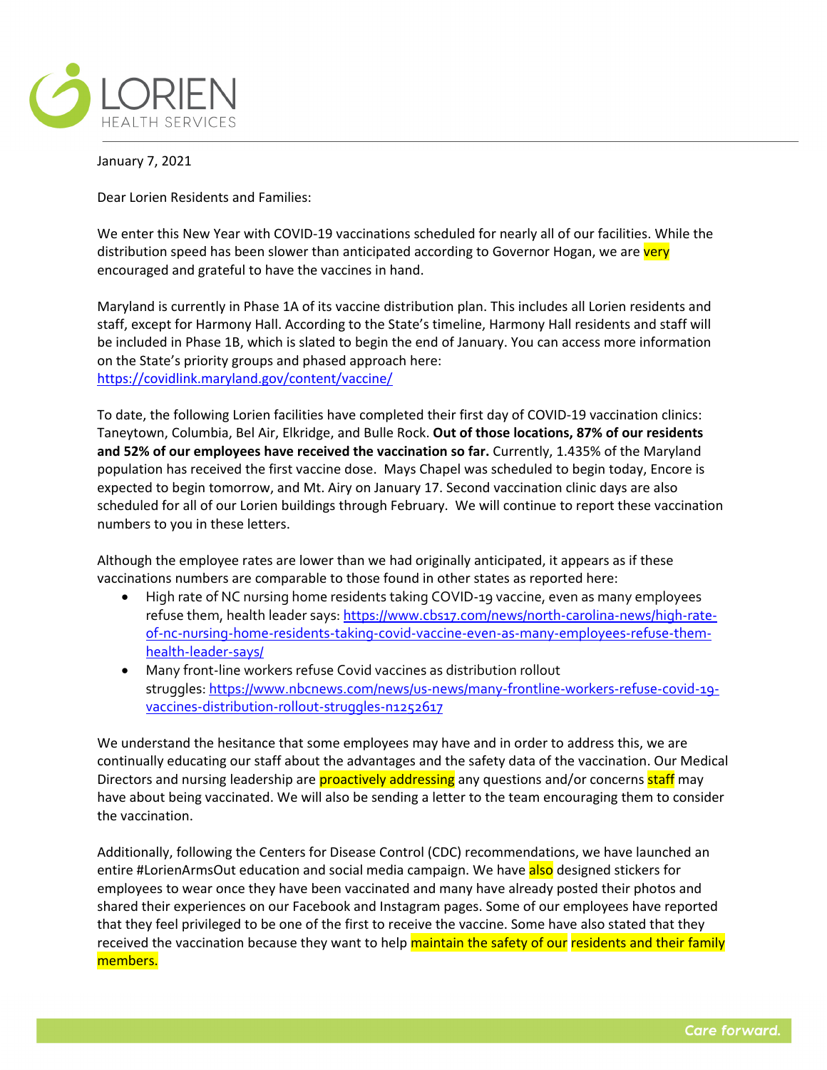LORIEN
HEALTH SERVICES

January 7, 2021

Dear Lorien Residents and Families:

We enter this New Year with COVID-19 vaccinations scheduled for nearly all of our facilities. While the distribution speed has been slower than anticipated according to Governor Hogan, we are very encouraged and grateful to have the vaccines in hand.

Maryland is currently in Phase 1A of its vaccine distribution plan. This includes all Lorien residents and staff, except for Harmony Hall. According to the State's timeline, Harmony Hall residents and staff will be included in Phase 1B, which is slated to begin the end of January. You can access more information on the State's priority groups and phased approach here: https://covidlink.maryland.gov/content/vaccine/

To date, the following Lorien facilities have completed their first day of COVID-19 vaccination clinics: Taneytown, Columbia, Bel Air, Elkridge, and Bulle Rock. **Out of those locations, 87% of our residents and 52% of our employees have received the vaccination so far.** Currently, 1.435% of the Maryland population has received the first vaccine dose. Mays Chapel was scheduled to begin today, Encore is expected to begin tomorrow, and Mt. Airy on January 17. Second vaccination clinic days are also scheduled for all of our Lorien buildings through February. We will continue to report these vaccination numbers to you in these letters.

Although the employee rates are lower than we had originally anticipated, it appears as if these vaccinations numbers are comparable to those found in other states as reported here:

- High rate of NC nursing home residents taking COVID-19 vaccine, even as many employees refuse them, health leader says: https://www.cbs17.com/news/north-carolina-news/high-rate-of-nc-nursing-home-residents-taking-covid-vaccine-even-as-many-employees-refuse-them-health-leader-says/
- Many front-line workers refuse Covid vaccines as distribution rollout struggles: https://www.nbcnews.com/news/us-news/many-frontline-workers-refuse-covid-19-vaccines-distribution-rollout-struggles-n1252617

We understand the hesitance that some employees may have and in order to address this, we are continually educating our staff about the advantages and the safety data of the vaccination. Our Medical Directors and nursing leadership are proactively addressing any questions and/or concerns staff may have about being vaccinated. We will also be sending a letter to the team encouraging them to consider the vaccination.

Additionally, following the Centers for Disease Control (CDC) recommendations, we have launched an entire #LorienArmsOut education and social media campaign. We have also designed stickers for employees to wear once they have been vaccinated and many have already posted their photos and shared their experiences on our Facebook and Instagram pages. Some of our employees have reported that they feel privileged to be one of the first to receive the vaccine. Some have also stated that they received the vaccination because they want to help maintain the safety of our residents and their family members.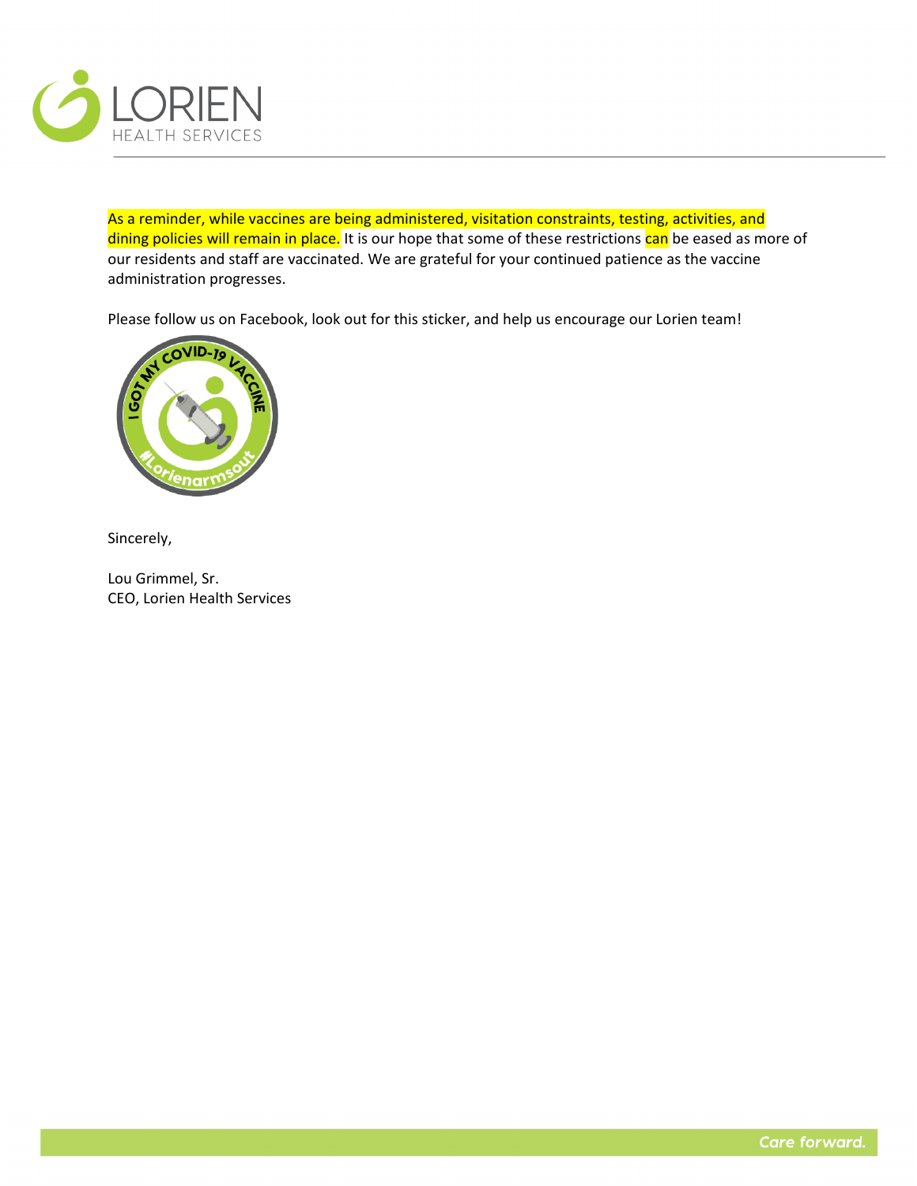As a reminder, while vaccines are being administered, visitation constraints, testing, activities, and dining policies will remain in place. It is our hope that some of these restrictions can be eased as more of our residents and staff are vaccinated. We are grateful for your continued patience as the vaccine administration progresses.

Please follow us on Facebook, look out for this sticker, and help us encourage our Lorien team!

Sincerely,

Lou Grimmel, Sr.
CEO, Lorien Health Services